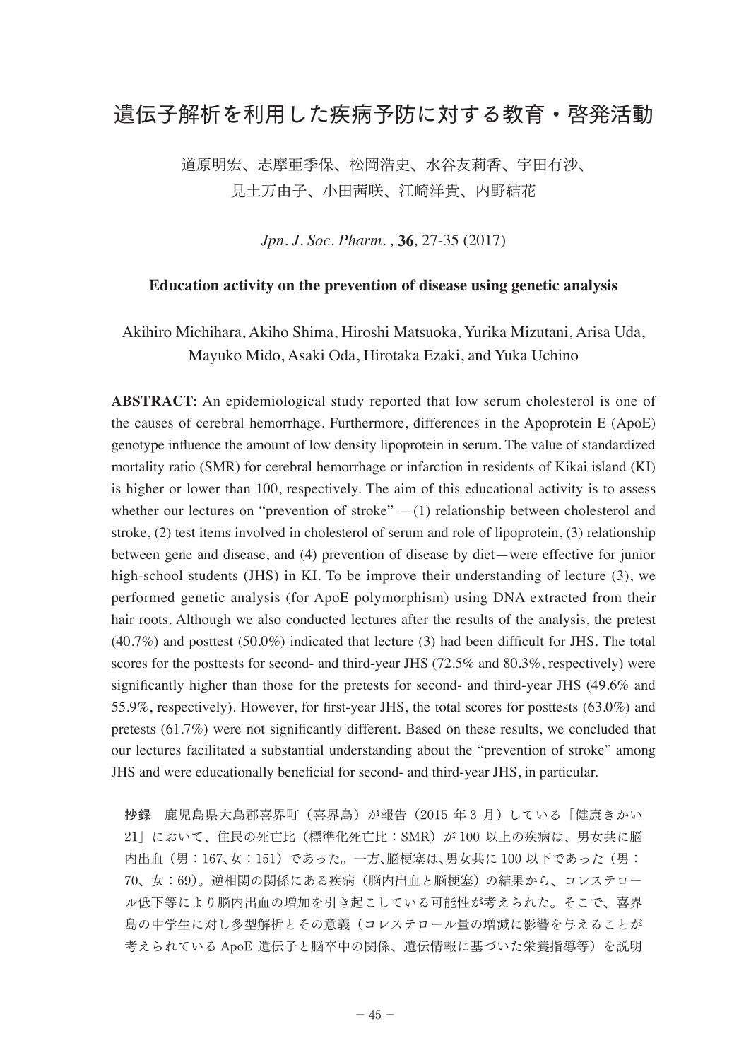# 遺伝子解析を利用した疾病予防に対する教育・啓発活動

道原明宏、志摩亜季保、松岡浩史、水谷友莉香、宇田有沙、
見土万由子、小田茜咲、江崎洋貴、内野結花

*Jpn. J. Soc. Pharm.*, **36**, 27-35 (2017)

## Education activity on the prevention of disease using genetic analysis

Akihiro Michihara, Akiho Shima, Hiroshi Matsuoka, Yurika Mizutani, Arisa Uda, Mayuko Mido, Asaki Oda, Hirotaka Ezaki, and Yuka Uchino

**ABSTRACT:** An epidemiological study reported that low serum cholesterol is one of the causes of cerebral hemorrhage. Furthermore, differences in the Apoprotein E (ApoE) genotype influence the amount of low density lipoprotein in serum. The value of standardized mortality ratio (SMR) for cerebral hemorrhage or infarction in residents of Kikai island (KI) is higher or lower than 100, respectively. The aim of this educational activity is to assess whether our lectures on "prevention of stroke" —(1) relationship between cholesterol and stroke, (2) test items involved in cholesterol of serum and role of lipoprotein, (3) relationship between gene and disease, and (4) prevention of disease by diet—were effective for junior high-school students (JHS) in KI. To be improve their understanding of lecture (3), we performed genetic analysis (for ApoE polymorphism) using DNA extracted from their hair roots. Although we also conducted lectures after the results of the analysis, the pretest (40.7%) and posttest (50.0%) indicated that lecture (3) had been difficult for JHS. The total scores for the posttests for second- and third-year JHS (72.5% and 80.3%, respectively) were significantly higher than those for the pretests for second- and third-year JHS (49.6% and 55.9%, respectively). However, for first-year JHS, the total scores for posttests (63.0%) and pretests (61.7%) were not significantly different. Based on these results, we concluded that our lectures facilitated a substantial understanding about the "prevention of stroke" among JHS and were educationally beneficial for second- and third-year JHS, in particular.

**抄録**　鹿児島県大島郡喜界町（喜界島）が報告（2015 年 3 月）している「健康きかい 21」において、住民の死亡比（標準化死亡比：SMR）が 100 以上の疾病は、男女共に脳内出血（男：167、女：151）であった。一方、脳梗塞は、男女共に 100 以下であった（男：70、女：69）。逆相関の関係にある疾病（脳内出血と脳梗塞）の結果から、コレステロール低下等により脳内出血の増加を引き起こしている可能性が考えられた。そこで、喜界島の中学生に対し多型解析とその意義（コレステロール量の増減に影響を与えることが考えられている ApoE 遺伝子と脳卒中の関係、遺伝情報に基づいた栄養指導等）を説明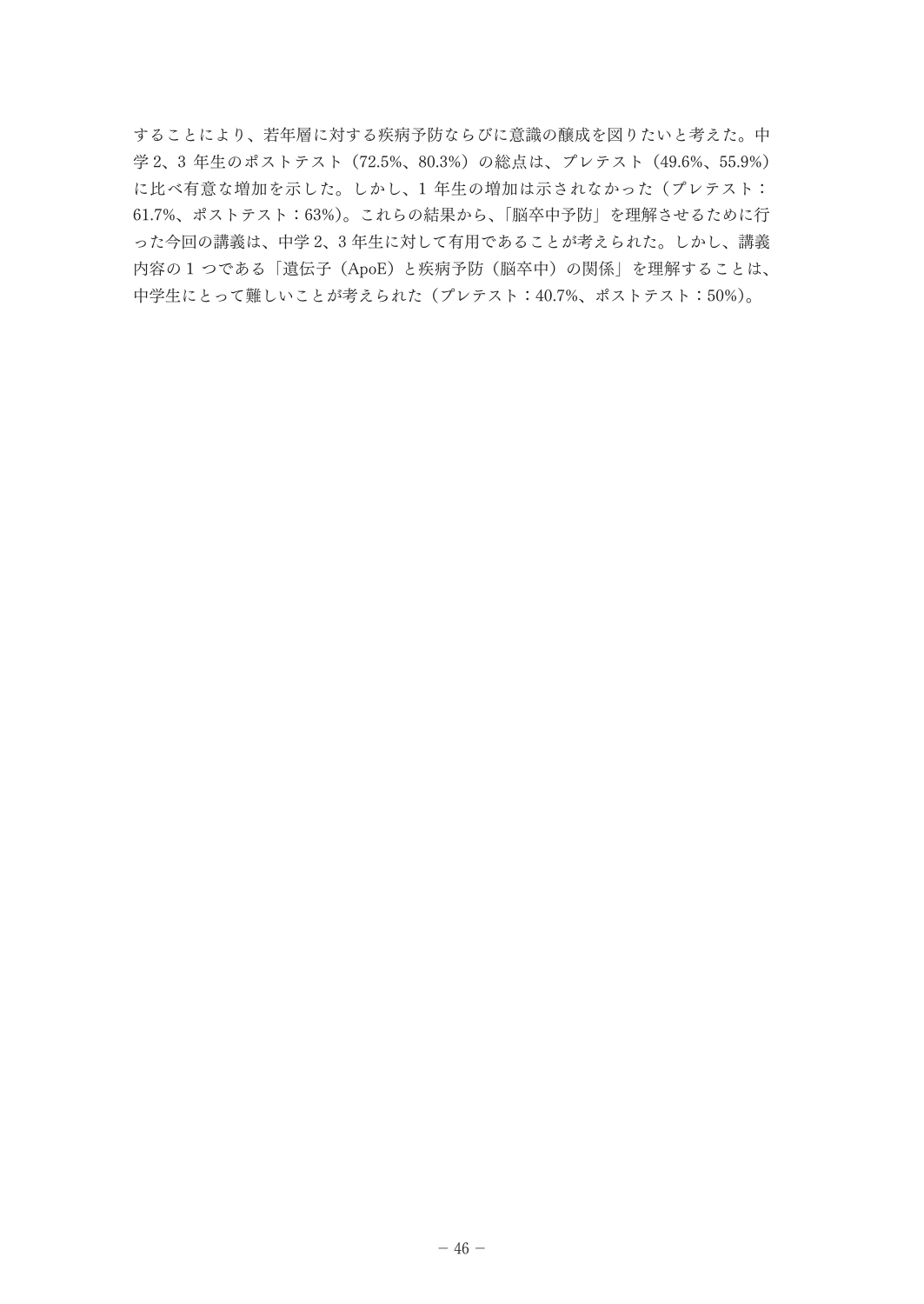することにより、若年層に対する疾病予防ならびに意識の醸成を図りたいと考えた。中学 2、3 年生のポストテスト（72.5%、80.3%）の総点は、プレテスト（49.6%、55.9%）に比べ有意な増加を示した。しかし、1 年生の増加は示されなかった（プレテスト：61.7%、ポストテスト：63%）。これらの結果から、「脳卒中予防」を理解させるために行った今回の講義は、中学 2、3 年生に対して有用であることが考えられた。しかし、講義内容の 1 つである「遺伝子（ApoE）と疾病予防（脳卒中）の関係」を理解することは、中学生にとって難しいことが考えられた（プレテスト：40.7%、ポストテスト：50%）。